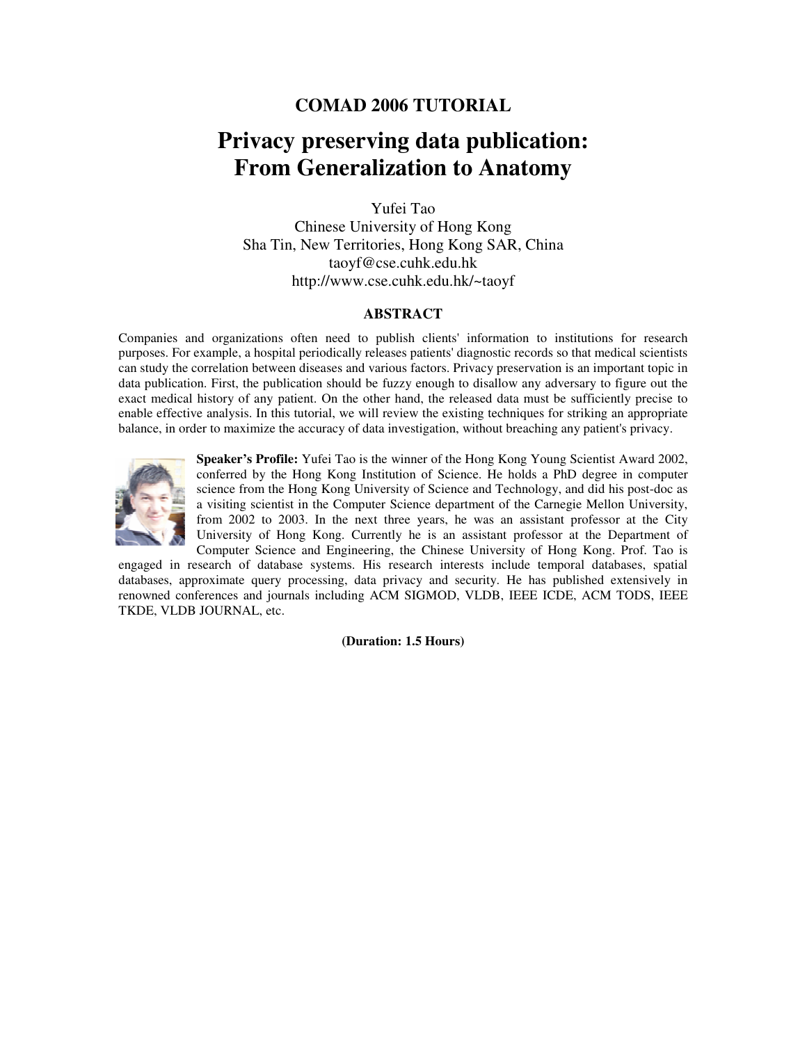**COMAD 2006 TUTORIAL**

# Privacy preserving data publication: From Generalization to Anatomy

Yufei Tao
Chinese University of Hong Kong
Sha Tin, New Territories, Hong Kong SAR, China
taoyf@cse.cuhk.edu.hk
http://www.cse.cuhk.edu.hk/~taoyf

## ABSTRACT

Companies and organizations often need to publish clients' information to institutions for research purposes. For example, a hospital periodically releases patients' diagnostic records so that medical scientists can study the correlation between diseases and various factors. Privacy preservation is an important topic in data publication. First, the publication should be fuzzy enough to disallow any adversary to figure out the exact medical history of any patient. On the other hand, the released data must be sufficiently precise to enable effective analysis. In this tutorial, we will review the existing techniques for striking an appropriate balance, in order to maximize the accuracy of data investigation, without breaching any patient's privacy.

**Speaker's Profile:** Yufei Tao is the winner of the Hong Kong Young Scientist Award 2002, conferred by the Hong Kong Institution of Science. He holds a PhD degree in computer science from the Hong Kong University of Science and Technology, and did his post-doc as a visiting scientist in the Computer Science department of the Carnegie Mellon University, from 2002 to 2003. In the next three years, he was an assistant professor at the City University of Hong Kong. Currently he is an assistant professor at the Department of Computer Science and Engineering, the Chinese University of Hong Kong. Prof. Tao is engaged in research of database systems. His research interests include temporal databases, spatial databases, approximate query processing, data privacy and security. He has published extensively in renowned conferences and journals including ACM SIGMOD, VLDB, IEEE ICDE, ACM TODS, IEEE TKDE, VLDB JOURNAL, etc.

**(Duration: 1.5 Hours)**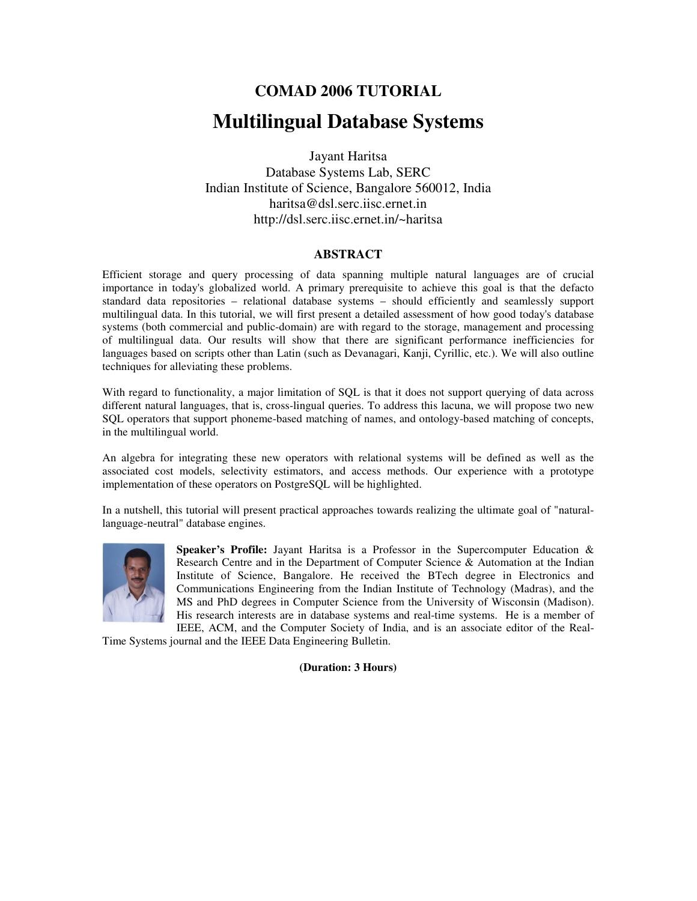## COMAD 2006 TUTORIAL

# Multilingual Database Systems

Jayant Haritsa
Database Systems Lab, SERC
Indian Institute of Science, Bangalore 560012, India
haritsa@dsl.serc.iisc.ernet.in
http://dsl.serc.iisc.ernet.in/~haritsa

### ABSTRACT

Efficient storage and query processing of data spanning multiple natural languages are of crucial importance in today's globalized world. A primary prerequisite to achieve this goal is that the defacto standard data repositories – relational database systems – should efficiently and seamlessly support multilingual data. In this tutorial, we will first present a detailed assessment of how good today's database systems (both commercial and public-domain) are with regard to the storage, management and processing of multilingual data. Our results will show that there are significant performance inefficiencies for languages based on scripts other than Latin (such as Devanagari, Kanji, Cyrillic, etc.). We will also outline techniques for alleviating these problems.

With regard to functionality, a major limitation of SQL is that it does not support querying of data across different natural languages, that is, cross-lingual queries. To address this lacuna, we will propose two new SQL operators that support phoneme-based matching of names, and ontology-based matching of concepts, in the multilingual world.

An algebra for integrating these new operators with relational systems will be defined as well as the associated cost models, selectivity estimators, and access methods. Our experience with a prototype implementation of these operators on PostgreSQL will be highlighted.

In a nutshell, this tutorial will present practical approaches towards realizing the ultimate goal of "natural-language-neutral" database engines.

**Speaker's Profile:** Jayant Haritsa is a Professor in the Supercomputer Education & Research Centre and in the Department of Computer Science & Automation at the Indian Institute of Science, Bangalore. He received the BTech degree in Electronics and Communications Engineering from the Indian Institute of Technology (Madras), and the MS and PhD degrees in Computer Science from the University of Wisconsin (Madison). His research interests are in database systems and real-time systems. He is a member of IEEE, ACM, and the Computer Society of India, and is an associate editor of the Real-Time Systems journal and the IEEE Data Engineering Bulletin.

**(Duration: 3 Hours)**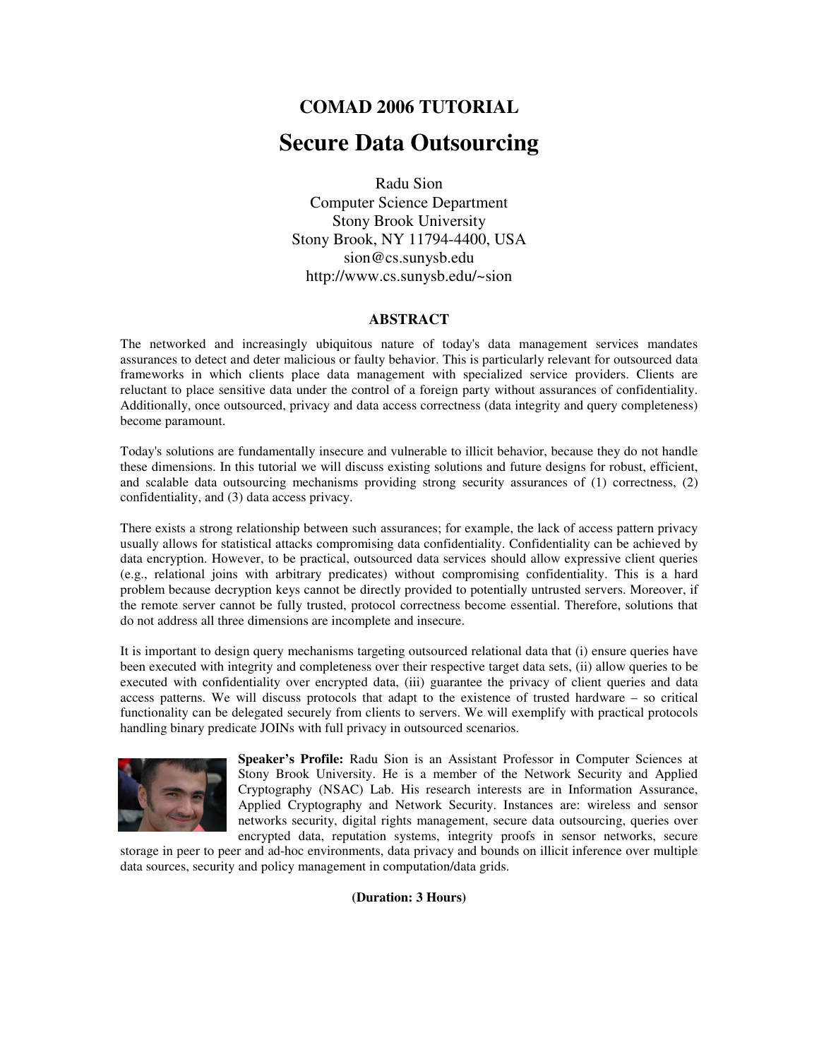# COMAD 2006 TUTORIAL

# Secure Data Outsourcing

Radu Sion  
Computer Science Department  
Stony Brook University  
Stony Brook, NY 11794-4400, USA  
sion@cs.sunysb.edu  
http://www.cs.sunysb.edu/~sion

## ABSTRACT

The networked and increasingly ubiquitous nature of today's data management services mandates assurances to detect and deter malicious or faulty behavior. This is particularly relevant for outsourced data frameworks in which clients place data management with specialized service providers. Clients are reluctant to place sensitive data under the control of a foreign party without assurances of confidentiality. Additionally, once outsourced, privacy and data access correctness (data integrity and query completeness) become paramount.

Today's solutions are fundamentally insecure and vulnerable to illicit behavior, because they do not handle these dimensions. In this tutorial we will discuss existing solutions and future designs for robust, efficient, and scalable data outsourcing mechanisms providing strong security assurances of (1) correctness, (2) confidentiality, and (3) data access privacy.

There exists a strong relationship between such assurances; for example, the lack of access pattern privacy usually allows for statistical attacks compromising data confidentiality. Confidentiality can be achieved by data encryption. However, to be practical, outsourced data services should allow expressive client queries (e.g., relational joins with arbitrary predicates) without compromising confidentiality. This is a hard problem because decryption keys cannot be directly provided to potentially untrusted servers. Moreover, if the remote server cannot be fully trusted, protocol correctness become essential. Therefore, solutions that do not address all three dimensions are incomplete and insecure.

It is important to design query mechanisms targeting outsourced relational data that (i) ensure queries have been executed with integrity and completeness over their respective target data sets, (ii) allow queries to be executed with confidentiality over encrypted data, (iii) guarantee the privacy of client queries and data access patterns. We will discuss protocols that adapt to the existence of trusted hardware – so critical functionality can be delegated securely from clients to servers. We will exemplify with practical protocols handling binary predicate JOINs with full privacy in outsourced scenarios.

**Speaker's Profile:** Radu Sion is an Assistant Professor in Computer Sciences at Stony Brook University. He is a member of the Network Security and Applied Cryptography (NSAC) Lab. His research interests are in Information Assurance, Applied Cryptography and Network Security. Instances are: wireless and sensor networks security, digital rights management, secure data outsourcing, queries over encrypted data, reputation systems, integrity proofs in sensor networks, secure storage in peer to peer and ad-hoc environments, data privacy and bounds on illicit inference over multiple data sources, security and policy management in computation/data grids.

**(Duration: 3 Hours)**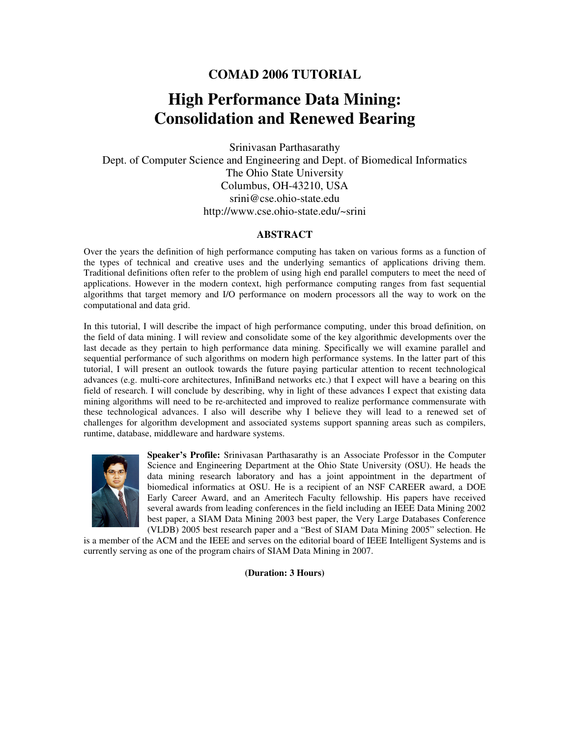## COMAD 2006 TUTORIAL

# High Performance Data Mining: Consolidation and Renewed Bearing

Srinivasan Parthasarathy
Dept. of Computer Science and Engineering and Dept. of Biomedical Informatics
The Ohio State University
Columbus, OH-43210, USA
srini@cse.ohio-state.edu
http://www.cse.ohio-state.edu/~srini

### ABSTRACT

Over the years the definition of high performance computing has taken on various forms as a function of the types of technical and creative uses and the underlying semantics of applications driving them. Traditional definitions often refer to the problem of using high end parallel computers to meet the need of applications. However in the modern context, high performance computing ranges from fast sequential algorithms that target memory and I/O performance on modern processors all the way to work on the computational and data grid.

In this tutorial, I will describe the impact of high performance computing, under this broad definition, on the field of data mining. I will review and consolidate some of the key algorithmic developments over the last decade as they pertain to high performance data mining. Specifically we will examine parallel and sequential performance of such algorithms on modern high performance systems. In the latter part of this tutorial, I will present an outlook towards the future paying particular attention to recent technological advances (e.g. multi-core architectures, InfiniBand networks etc.) that I expect will have a bearing on this field of research. I will conclude by describing, why in light of these advances I expect that existing data mining algorithms will need to be re-architected and improved to realize performance commensurate with these technological advances. I also will describe why I believe they will lead to a renewed set of challenges for algorithm development and associated systems support spanning areas such as compilers, runtime, database, middleware and hardware systems.

**Speaker's Profile:** Srinivasan Parthasarathy is an Associate Professor in the Computer Science and Engineering Department at the Ohio State University (OSU). He heads the data mining research laboratory and has a joint appointment in the department of biomedical informatics at OSU. He is a recipient of an NSF CAREER award, a DOE Early Career Award, and an Ameritech Faculty fellowship. His papers have received several awards from leading conferences in the field including an IEEE Data Mining 2002 best paper, a SIAM Data Mining 2003 best paper, the Very Large Databases Conference (VLDB) 2005 best research paper and a "Best of SIAM Data Mining 2005" selection. He is a member of the ACM and the IEEE and serves on the editorial board of IEEE Intelligent Systems and is currently serving as one of the program chairs of SIAM Data Mining in 2007.

**(Duration: 3 Hours)**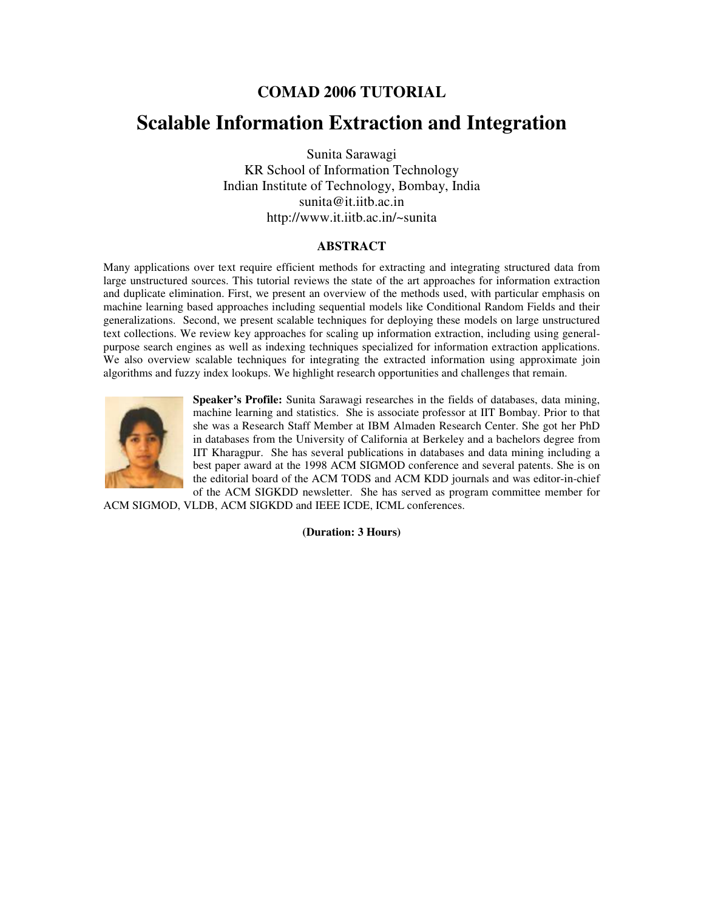## COMAD 2006 TUTORIAL

# Scalable Information Extraction and Integration

Sunita Sarawagi
KR School of Information Technology
Indian Institute of Technology, Bombay, India
sunita@it.iitb.ac.in
http://www.it.iitb.ac.in/~sunita

### ABSTRACT

Many applications over text require efficient methods for extracting and integrating structured data from large unstructured sources. This tutorial reviews the state of the art approaches for information extraction and duplicate elimination. First, we present an overview of the methods used, with particular emphasis on machine learning based approaches including sequential models like Conditional Random Fields and their generalizations. Second, we present scalable techniques for deploying these models on large unstructured text collections. We review key approaches for scaling up information extraction, including using general-purpose search engines as well as indexing techniques specialized for information extraction applications. We also overview scalable techniques for integrating the extracted information using approximate join algorithms and fuzzy index lookups. We highlight research opportunities and challenges that remain.

**Speaker's Profile:** Sunita Sarawagi researches in the fields of databases, data mining, machine learning and statistics. She is associate professor at IIT Bombay. Prior to that she was a Research Staff Member at IBM Almaden Research Center. She got her PhD in databases from the University of California at Berkeley and a bachelors degree from IIT Kharagpur. She has several publications in databases and data mining including a best paper award at the 1998 ACM SIGMOD conference and several patents. She is on the editorial board of the ACM TODS and ACM KDD journals and was editor-in-chief of the ACM SIGKDD newsletter. She has served as program committee member for ACM SIGMOD, VLDB, ACM SIGKDD and IEEE ICDE, ICML conferences.

**(Duration: 3 Hours)**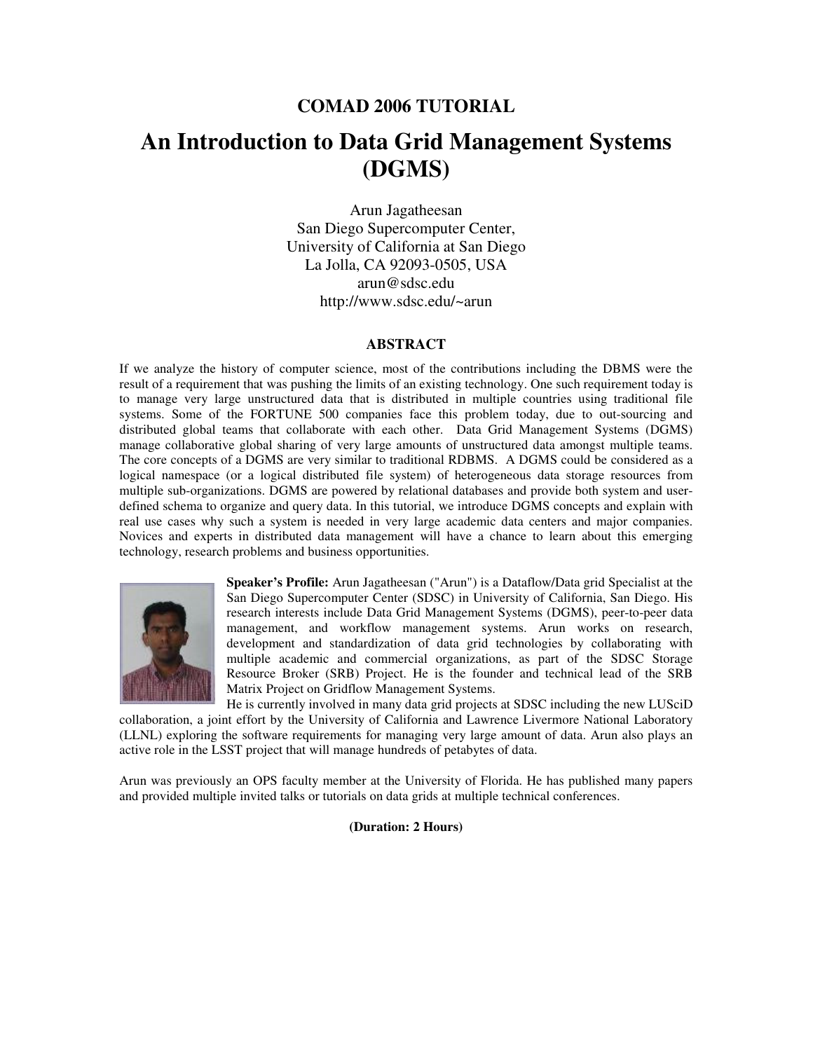## COMAD 2006 TUTORIAL

# An Introduction to Data Grid Management Systems (DGMS)

Arun Jagatheesan  
San Diego Supercomputer Center,  
University of California at San Diego  
La Jolla, CA 92093-0505, USA  
arun@sdsc.edu  
http://www.sdsc.edu/~arun

### ABSTRACT

If we analyze the history of computer science, most of the contributions including the DBMS were the result of a requirement that was pushing the limits of an existing technology. One such requirement today is to manage very large unstructured data that is distributed in multiple countries using traditional file systems. Some of the FORTUNE 500 companies face this problem today, due to out-sourcing and distributed global teams that collaborate with each other. Data Grid Management Systems (DGMS) manage collaborative global sharing of very large amounts of unstructured data amongst multiple teams. The core concepts of a DGMS are very similar to traditional RDBMS. A DGMS could be considered as a logical namespace (or a logical distributed file system) of heterogeneous data storage resources from multiple sub-organizations. DGMS are powered by relational databases and provide both system and user-defined schema to organize and query data. In this tutorial, we introduce DGMS concepts and explain with real use cases why such a system is needed in very large academic data centers and major companies. Novices and experts in distributed data management will have a chance to learn about this emerging technology, research problems and business opportunities.

**Speaker's Profile:** Arun Jagatheesan ("Arun") is a Dataflow/Data grid Specialist at the San Diego Supercomputer Center (SDSC) in University of California, San Diego. His research interests include Data Grid Management Systems (DGMS), peer-to-peer data management, and workflow management systems. Arun works on research, development and standardization of data grid technologies by collaborating with multiple academic and commercial organizations, as part of the SDSC Storage Resource Broker (SRB) Project. He is the founder and technical lead of the SRB Matrix Project on Gridflow Management Systems.

He is currently involved in many data grid projects at SDSC including the new LUSciD collaboration, a joint effort by the University of California and Lawrence Livermore National Laboratory (LLNL) exploring the software requirements for managing very large amount of data. Arun also plays an active role in the LSST project that will manage hundreds of petabytes of data.

Arun was previously an OPS faculty member at the University of Florida. He has published many papers and provided multiple invited talks or tutorials on data grids at multiple technical conferences.

**(Duration: 2 Hours)**